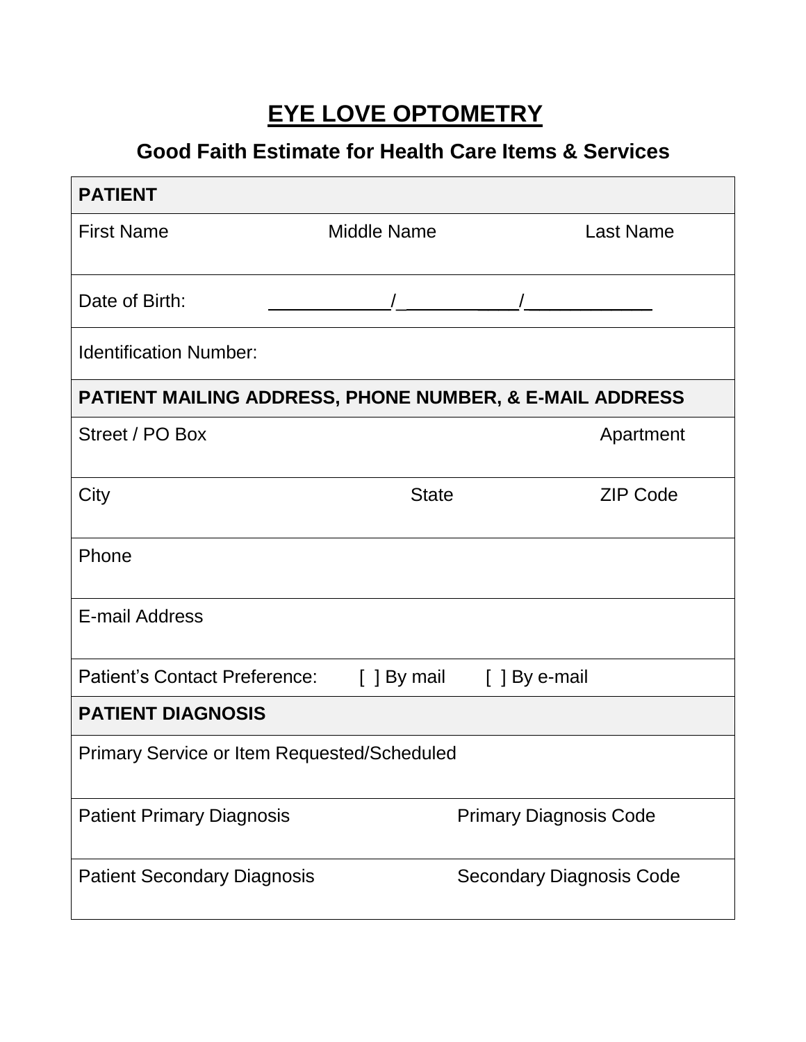# EYE LOVE OPTOMETRY

## Good Faith Estimate for Health Care Items & Services

| **PATIENT** | | |
|---|---|---|
| First Name | Middle Name | Last Name |
| Date of Birth: | ____________/____________/____________ | |
| Identification Number: | | |
| **PATIENT MAILING ADDRESS, PHONE NUMBER, & E-MAIL ADDRESS** | | |
| Street / PO Box | | Apartment |
| City | State | ZIP Code |
| Phone | | |
| E-mail Address | | |
| Patient's Contact Preference: | [ ] By mail | [ ] By e-mail |
| **PATIENT DIAGNOSIS** | | |
| Primary Service or Item Requested/Scheduled | | |
| Patient Primary Diagnosis | Primary Diagnosis Code | |
| Patient Secondary Diagnosis | Secondary Diagnosis Code | |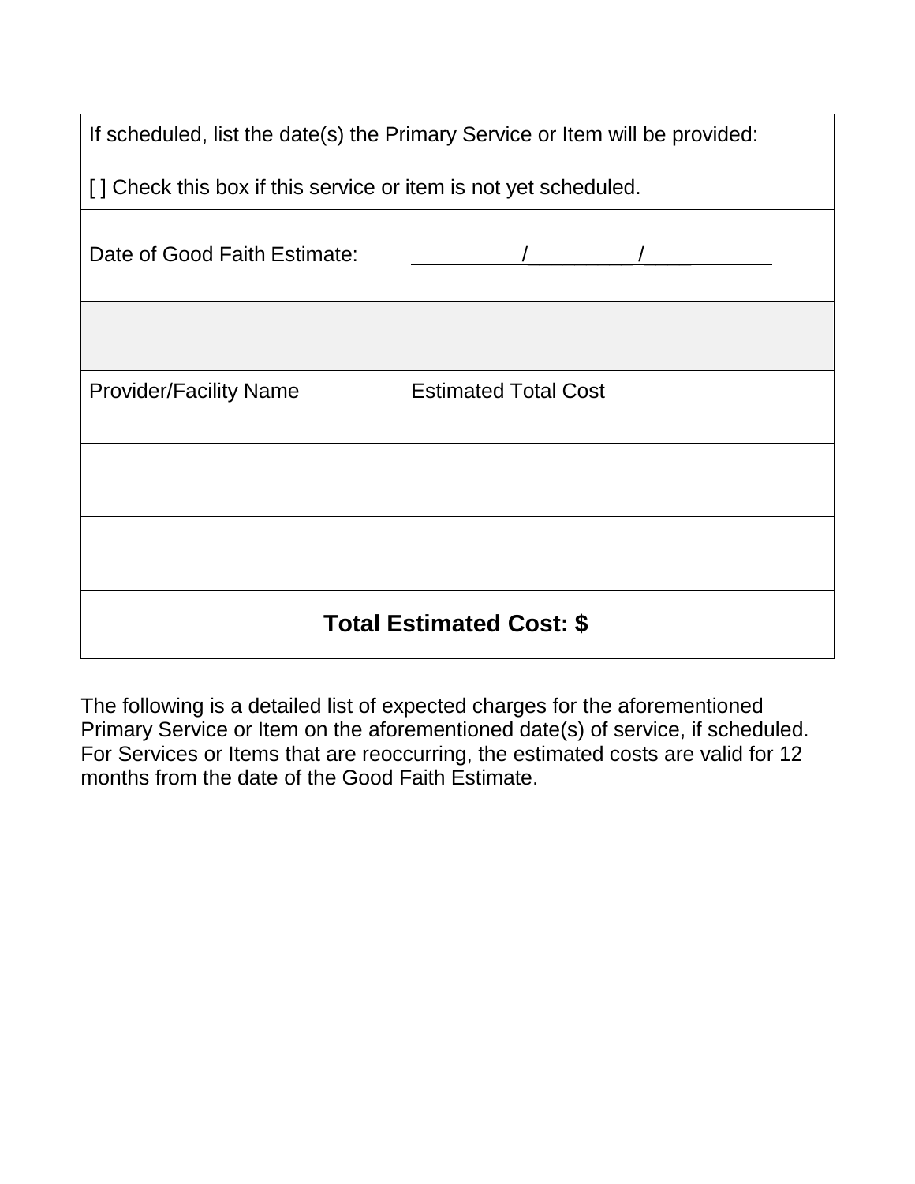| | |
|---|---|
| If scheduled, list the date(s) the Primary Service or Item will be provided:<br><br>[ ] Check this box if this service or item is not yet scheduled. | |
| Date of Good Faith Estimate: | ________/________/________ |
| | |
| Provider/Facility Name | Estimated Total Cost |
| | |
| | |
| **Total Estimated Cost: $** | |

The following is a detailed list of expected charges for the aforementioned Primary Service or Item on the aforementioned date(s) of service, if scheduled. For Services or Items that are reoccurring, the estimated costs are valid for 12 months from the date of the Good Faith Estimate.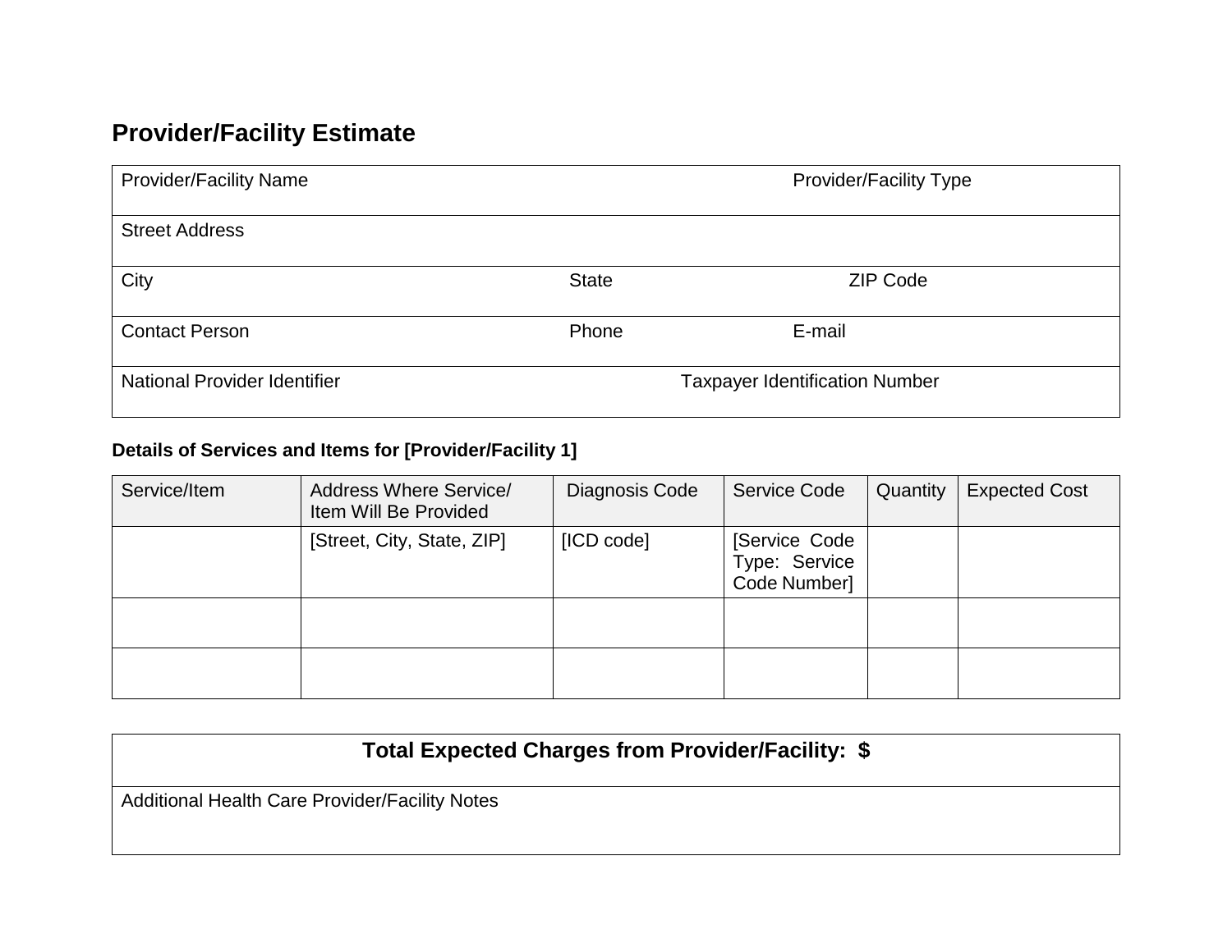## Provider/Facility Estimate

| Provider/Facility Name | | Provider/Facility Type |
|---|---|---|
| Street Address | | |
| City | State | ZIP Code |
| Contact Person | Phone | E-mail |
| National Provider Identifier | | Taxpayer Identification Number |

**Details of Services and Items for [Provider/Facility 1]**

| Service/Item | Address Where Service/ Item Will Be Provided | Diagnosis Code | Service Code | Quantity | Expected Cost |
|---|---|---|---|---|---|
| | [Street, City, State, ZIP] | [ICD code] | [Service Code Type: Service Code Number] | | |
| | | | | | |
| | | | | | |

| **Total Expected Charges from Provider/Facility: $** |
|---|
| Additional Health Care Provider/Facility Notes |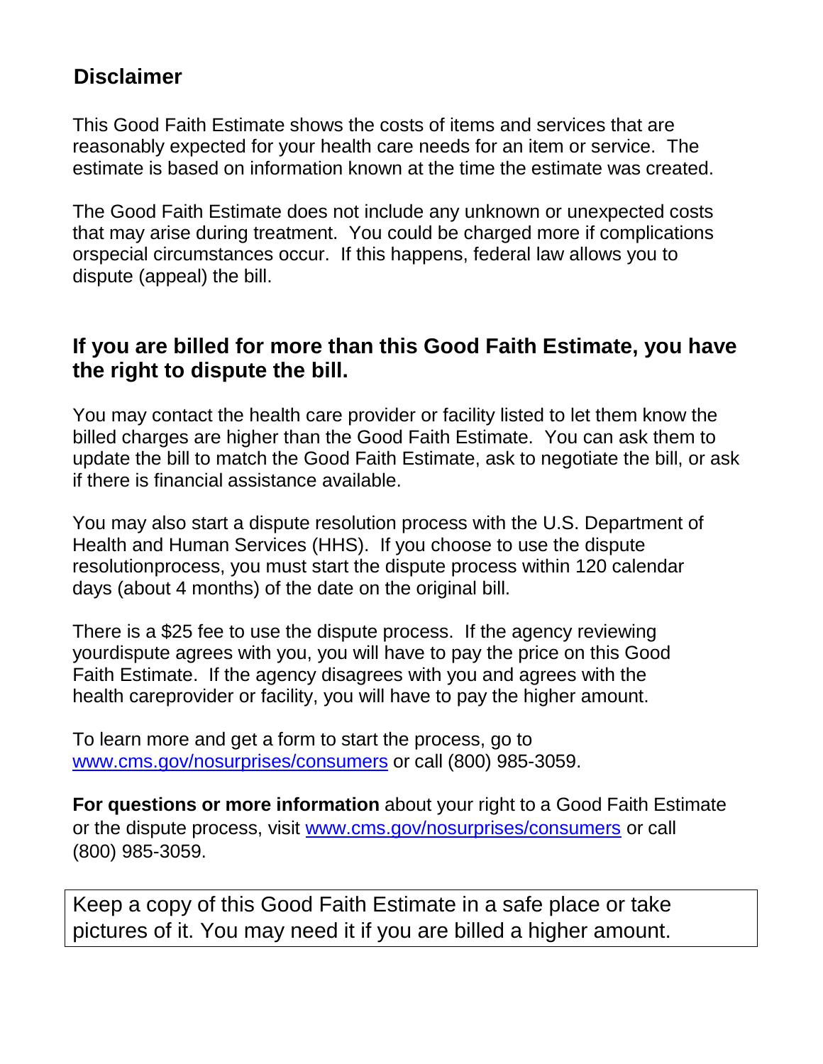## Disclaimer

This Good Faith Estimate shows the costs of items and services that are reasonably expected for your health care needs for an item or service. The estimate is based on information known at the time the estimate was created.

The Good Faith Estimate does not include any unknown or unexpected costs that may arise during treatment. You could be charged more if complications orspecial circumstances occur. If this happens, federal law allows you to dispute (appeal) the bill.

## If you are billed for more than this Good Faith Estimate, you have the right to dispute the bill.

You may contact the health care provider or facility listed to let them know the billed charges are higher than the Good Faith Estimate. You can ask them to update the bill to match the Good Faith Estimate, ask to negotiate the bill, or ask if there is financial assistance available.

You may also start a dispute resolution process with the U.S. Department of Health and Human Services (HHS). If you choose to use the dispute resolutionprocess, you must start the dispute process within 120 calendar days (about 4 months) of the date on the original bill.

There is a $25 fee to use the dispute process. If the agency reviewing yourdispute agrees with you, you will have to pay the price on this Good Faith Estimate. If the agency disagrees with you and agrees with the health careprovider or facility, you will have to pay the higher amount.

To learn more and get a form to start the process, go to [www.cms.gov/nosurprises/consumers](http://www.cms.gov/nosurprises/consumers) or call (800) 985-3059.

**For questions or more information** about your right to a Good Faith Estimate or the dispute process, visit [www.cms.gov/nosurprises/consumers](http://www.cms.gov/nosurprises/consumers) or call (800) 985-3059.

Keep a copy of this Good Faith Estimate in a safe place or take pictures of it. You may need it if you are billed a higher amount.